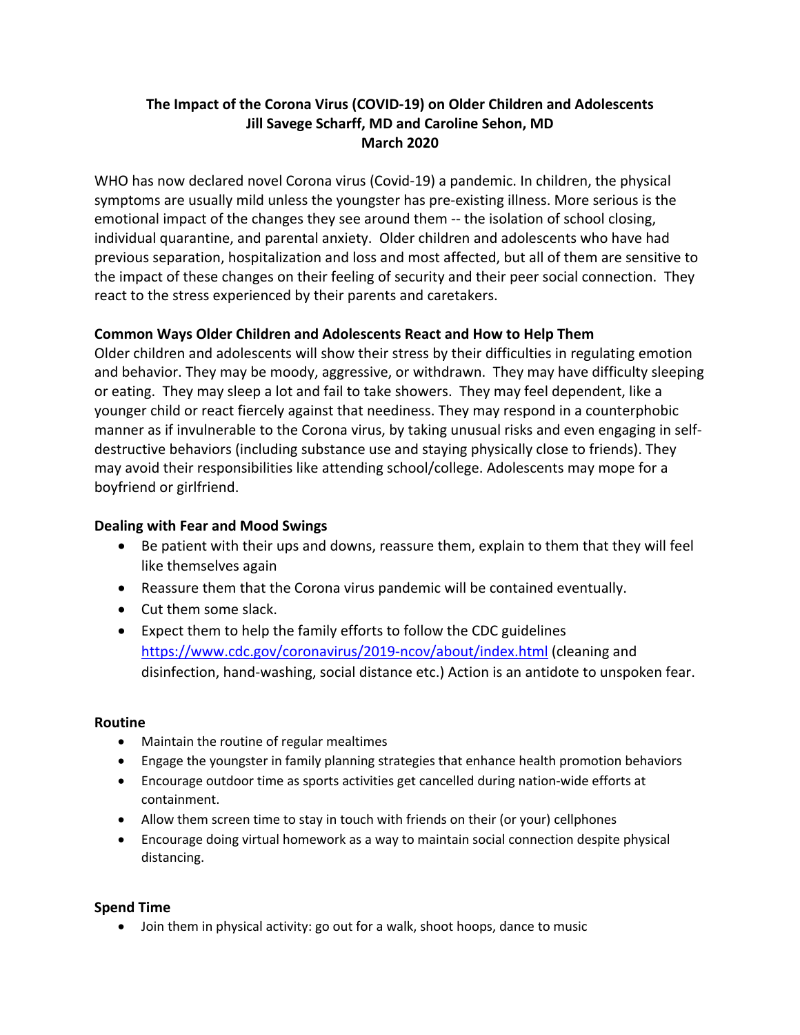# The Impact of the Corona Virus (COVID-19) on Older Children and Adolescents

**Jill Savege Scharff, MD and Caroline Sehon, MD**

**March 2020**

WHO has now declared novel Corona virus (Covid-19) a pandemic. In children, the physical symptoms are usually mild unless the youngster has pre-existing illness. More serious is the emotional impact of the changes they see around them -- the isolation of school closing, individual quarantine, and parental anxiety. Older children and adolescents who have had previous separation, hospitalization and loss and most affected, but all of them are sensitive to the impact of these changes on their feeling of security and their peer social connection. They react to the stress experienced by their parents and caretakers.

## Common Ways Older Children and Adolescents React and How to Help Them

Older children and adolescents will show their stress by their difficulties in regulating emotion and behavior. They may be moody, aggressive, or withdrawn. They may have difficulty sleeping or eating. They may sleep a lot and fail to take showers. They may feel dependent, like a younger child or react fiercely against that neediness. They may respond in a counterphobic manner as if invulnerable to the Corona virus, by taking unusual risks and even engaging in self-destructive behaviors (including substance use and staying physically close to friends). They may avoid their responsibilities like attending school/college. Adolescents may mope for a boyfriend or girlfriend.

## Dealing with Fear and Mood Swings

- Be patient with their ups and downs, reassure them, explain to them that they will feel like themselves again
- Reassure them that the Corona virus pandemic will be contained eventually.
- Cut them some slack.
- Expect them to help the family efforts to follow the CDC guidelines [https://www.cdc.gov/coronavirus/2019-ncov/about/index.html](https://www.cdc.gov/coronavirus/2019-ncov/about/index.html) (cleaning and disinfection, hand-washing, social distance etc.) Action is an antidote to unspoken fear.

## Routine

- Maintain the routine of regular mealtimes
- Engage the youngster in family planning strategies that enhance health promotion behaviors
- Encourage outdoor time as sports activities get cancelled during nation-wide efforts at containment.
- Allow them screen time to stay in touch with friends on their (or your) cellphones
- Encourage doing virtual homework as a way to maintain social connection despite physical distancing.

## Spend Time

- Join them in physical activity: go out for a walk, shoot hoops, dance to music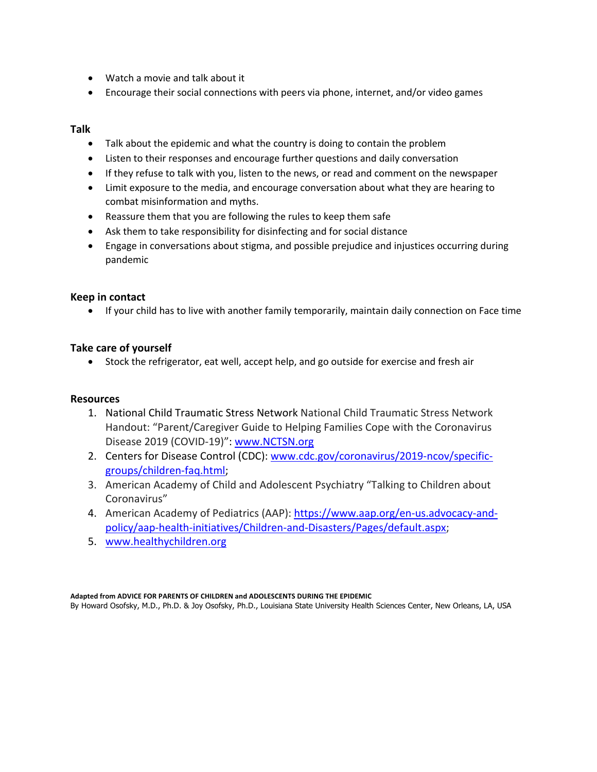- Watch a movie and talk about it
- Encourage their social connections with peers via phone, internet, and/or video games

**Talk**

- Talk about the epidemic and what the country is doing to contain the problem
- Listen to their responses and encourage further questions and daily conversation
- If they refuse to talk with you, listen to the news, or read and comment on the newspaper
- Limit exposure to the media, and encourage conversation about what they are hearing to combat misinformation and myths.
- Reassure them that you are following the rules to keep them safe
- Ask them to take responsibility for disinfecting and for social distance
- Engage in conversations about stigma, and possible prejudice and injustices occurring during pandemic

**Keep in contact**

- If your child has to live with another family temporarily, maintain daily connection on Face time

**Take care of yourself**

- Stock the refrigerator, eat well, accept help, and go outside for exercise and fresh air

**Resources**

1. National Child Traumatic Stress Network National Child Traumatic Stress Network Handout: "Parent/Caregiver Guide to Helping Families Cope with the Coronavirus Disease 2019 (COVID-19)": www.NCTSN.org
2. Centers for Disease Control (CDC): www.cdc.gov/coronavirus/2019-ncov/specific-groups/children-faq.html;
3. American Academy of Child and Adolescent Psychiatry "Talking to Children about Coronavirus"
4. American Academy of Pediatrics (AAP): https://www.aap.org/en-us.advocacy-and-policy/aap-health-initiatives/Children-and-Disasters/Pages/default.aspx;
5. www.healthychildren.org

**Adapted from ADVICE FOR PARENTS OF CHILDREN and ADOLESCENTS DURING THE EPIDEMIC**
By Howard Osofsky, M.D., Ph.D. & Joy Osofsky, Ph.D., Louisiana State University Health Sciences Center, New Orleans, LA, USA